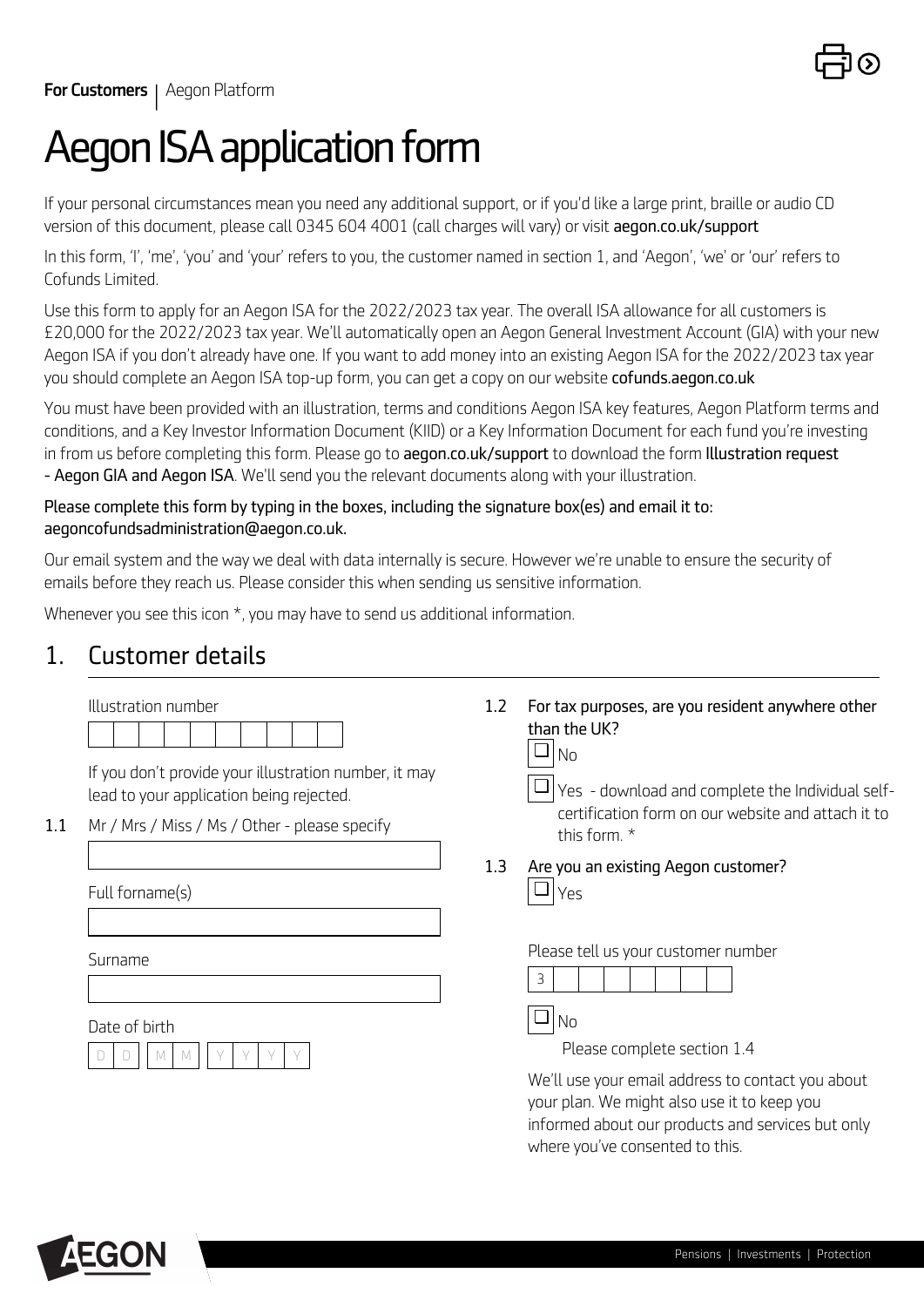**For Customers** | Aegon Platform

# Aegon ISA application form

If your personal circumstances mean you need any additional support, or if you'd like a large print, braille or audio CD version of this document, please call 0345 604 4001 (call charges will vary) or visit **aegon.co.uk/support**

In this form, 'I', 'me', 'you' and 'your' refers to you, the customer named in section 1, and 'Aegon', 'we' or 'our' refers to Cofunds Limited.

Use this form to apply for an Aegon ISA for the 2022/2023 tax year. The overall ISA allowance for all customers is £20,000 for the 2022/2023 tax year. We'll automatically open an Aegon General Investment Account (GIA) with your new Aegon ISA if you don't already have one. If you want to add money into an existing Aegon ISA for the 2022/2023 tax year you should complete an Aegon ISA top-up form, you can get a copy on our website **cofunds.aegon.co.uk**

You must have been provided with an illustration, terms and conditions Aegon ISA key features, Aegon Platform terms and conditions, and a Key Investor Information Document (KIID) or a Key Information Document for each fund you're investing in from us before completing this form. Please go to **aegon.co.uk/support** to download the form **Illustration request - Aegon GIA and Aegon ISA**. We'll send you the relevant documents along with your illustration.

**Please complete this form by typing in the boxes, including the signature box(es) and email it to: aegoncofundsadministration@aegon.co.uk.**

Our email system and the way we deal with data internally is secure. However we're unable to ensure the security of emails before they reach us. Please consider this when sending us sensitive information.

Whenever you see this icon *, you may have to send us additional information.

## 1. Customer details

Illustration number

| | | | | | | | | | |
|---|---|---|---|---|---|---|---|---|---|

If you don't provide your illustration number, it may lead to your application being rejected.

**1.1** Mr / Mrs / Miss / Ms / Other - please specify

Full forname(s)

Surname

Date of birth

D D / M M / Y Y Y Y

**1.2** **For tax purposes, are you resident anywhere other than the UK?**

☐ No

☐ Yes - download and complete the Individual self-certification form on our website and attach it to this form. *

**1.3** **Are you an existing Aegon customer?**

☐ Yes

Please tell us your customer number

| 3 | | | | | | | | |
|---|---|---|---|---|---|---|---|---|

☐ No

Please complete section 1.4

We'll use your email address to contact you about your plan. We might also use it to keep you informed about our products and services but only where you've consented to this.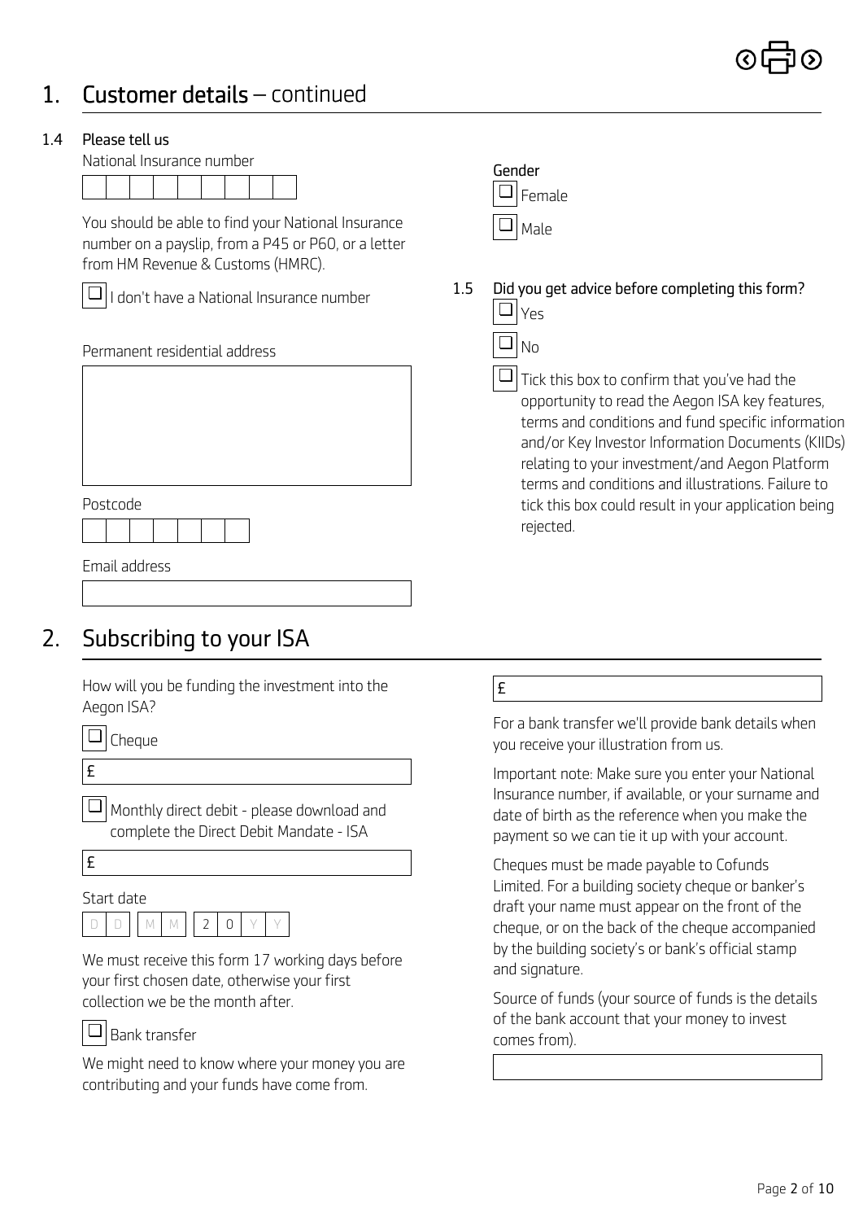# 1. Customer details – continued

### 1.4 Please tell us

National Insurance number

| | | | | | | | | |
|---|---|---|---|---|---|---|---|---|
| | | | | | | | | |

You should be able to find your National Insurance number on a payslip, from a P45 or P60, or a letter from HM Revenue & Customs (HMRC).

☐ I don't have a National Insurance number

Permanent residential address

Postcode

Email address

Gender

☐ Female

☐ Male

### 1.5 Did you get advice before completing this form?

☐ Yes

☐ No

☐ Tick this box to confirm that you've had the opportunity to read the Aegon ISA key features, terms and conditions and fund specific information and/or Key Investor Information Documents (KIIDs) relating to your investment/and Aegon Platform terms and conditions and illustrations. Failure to tick this box could result in your application being rejected.

# 2. Subscribing to your ISA

How will you be funding the investment into the Aegon ISA?

☐ Cheque

£

☐ Monthly direct debit - please download and complete the Direct Debit Mandate - ISA

£

Start date

D D / M M / 2 0 Y Y

We must receive this form 17 working days before your first chosen date, otherwise your first collection we be the month after.

☐ Bank transfer

We might need to know where your money you are contributing and your funds have come from.

£

For a bank transfer we'll provide bank details when you receive your illustration from us.

Important note: Make sure you enter your National Insurance number, if available, or your surname and date of birth as the reference when you make the payment so we can tie it up with your account.

Cheques must be made payable to Cofunds Limited. For a building society cheque or banker's draft your name must appear on the front of the cheque, or on the back of the cheque accompanied by the building society's or bank's official stamp and signature.

Source of funds (your source of funds is the details of the bank account that your money to invest comes from).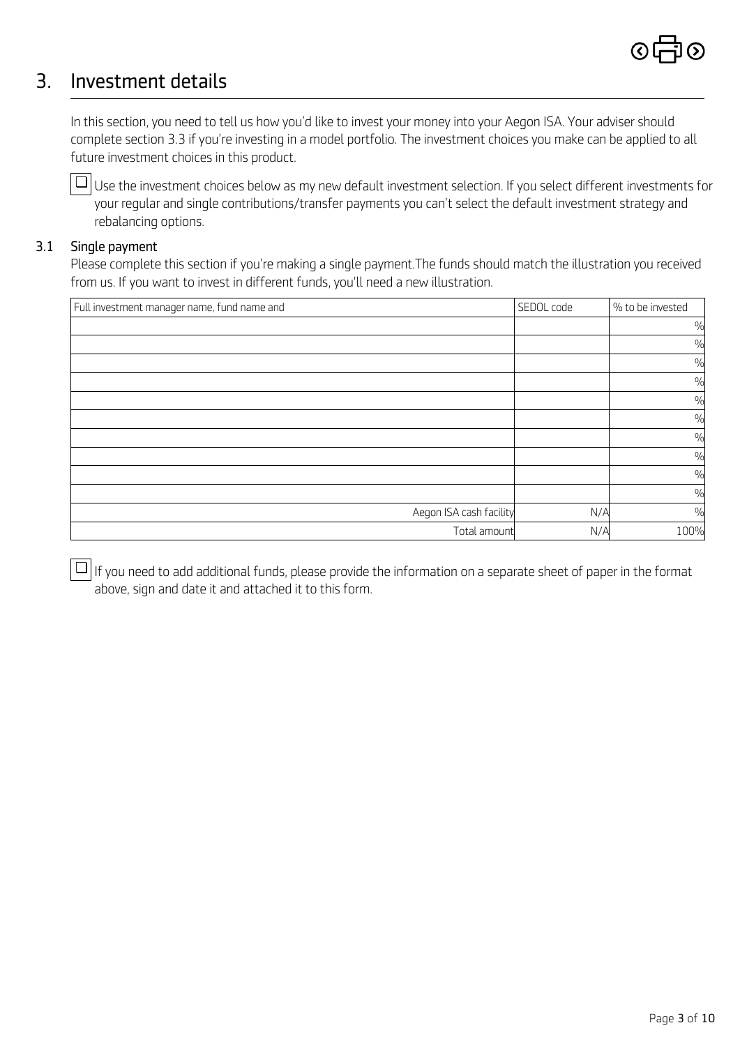## 3. Investment details

In this section, you need to tell us how you'd like to invest your money into your Aegon ISA. Your adviser should complete section 3.3 if you're investing in a model portfolio. The investment choices you make can be applied to all future investment choices in this product.

☐ Use the investment choices below as my new default investment selection. If you select different investments for your regular and single contributions/transfer payments you can't select the default investment strategy and rebalancing options.

### 3.1 Single payment

Please complete this section if you're making a single payment.The funds should match the illustration you received from us. If you want to invest in different funds, you'll need a new illustration.

| Full investment manager name, fund name and | SEDOL code | % to be invested |
|---|---|---|
| | | % |
| | | % |
| | | % |
| | | % |
| | | % |
| | | % |
| | | % |
| | | % |
| | | % |
| | | % |
| Aegon ISA cash facility | N/A | % |
| Total amount | N/A | 100% |

☐ If you need to add additional funds, please provide the information on a separate sheet of paper in the format above, sign and date it and attached it to this form.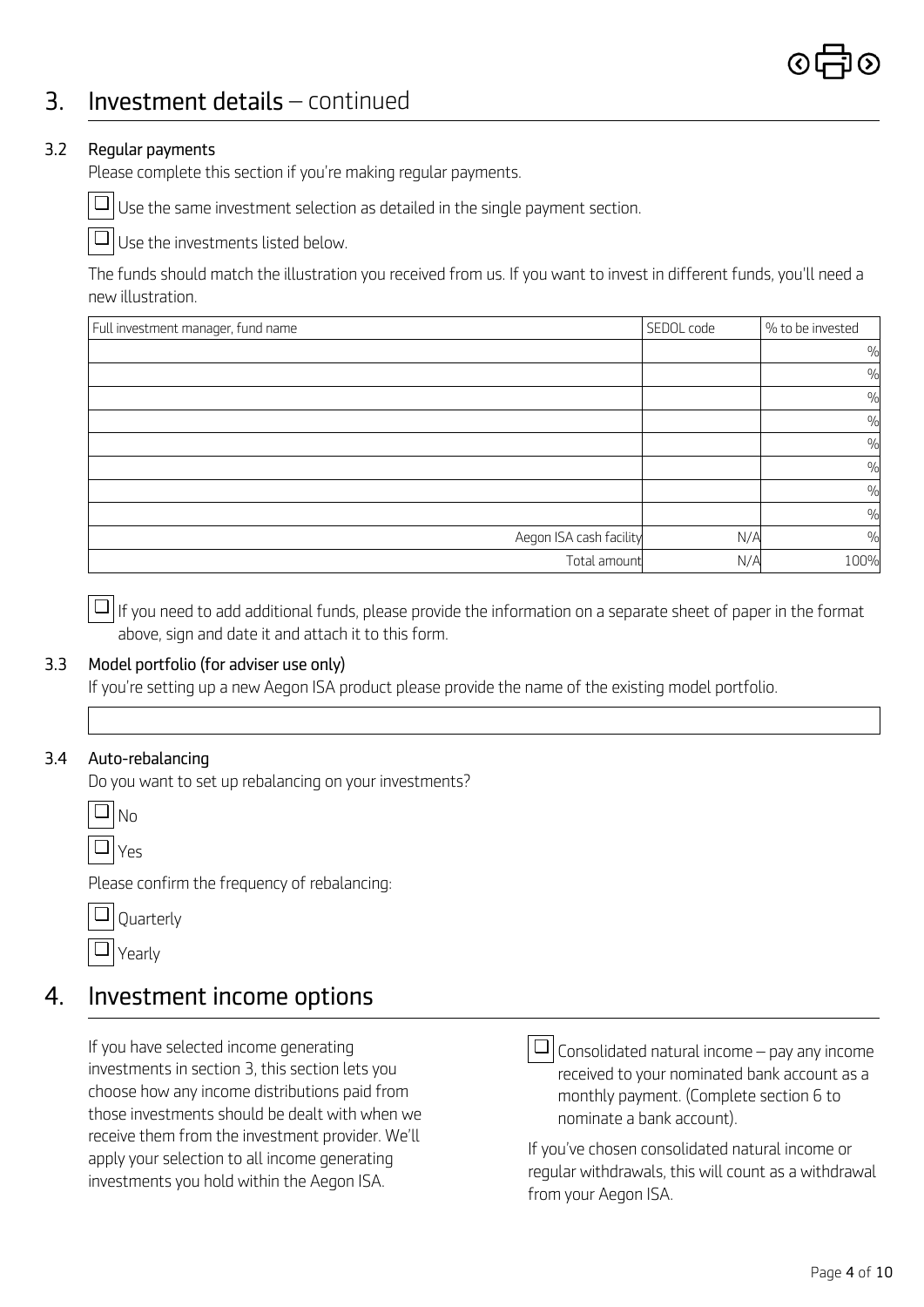## 3. Investment details – continued

### 3.2 Regular payments

Please complete this section if you're making regular payments.

☐ Use the same investment selection as detailed in the single payment section.

☐ Use the investments listed below.

The funds should match the illustration you received from us. If you want to invest in different funds, you'll need a new illustration.

| Full investment manager, fund name | SEDOL code | % to be invested |
|---|---|---|
| | | % |
| | | % |
| | | % |
| | | % |
| | | % |
| | | % |
| | | % |
| | | % |
| Aegon ISA cash facility | N/A | % |
| Total amount | N/A | 100% |

☐ If you need to add additional funds, please provide the information on a separate sheet of paper in the format above, sign and date it and attach it to this form.

### 3.3 Model portfolio (for adviser use only)

If you're setting up a new Aegon ISA product please provide the name of the existing model portfolio.

### 3.4 Auto-rebalancing

Do you want to set up rebalancing on your investments?

☐ No

☐ Yes

Please confirm the frequency of rebalancing:

☐ Quarterly

☐ Yearly

## 4. Investment income options

If you have selected income generating investments in section 3, this section lets you choose how any income distributions paid from those investments should be dealt with when we receive them from the investment provider. We'll apply your selection to all income generating investments you hold within the Aegon ISA.

☐ Consolidated natural income – pay any income received to your nominated bank account as a monthly payment. (Complete section 6 to nominate a bank account).

If you've chosen consolidated natural income or regular withdrawals, this will count as a withdrawal from your Aegon ISA.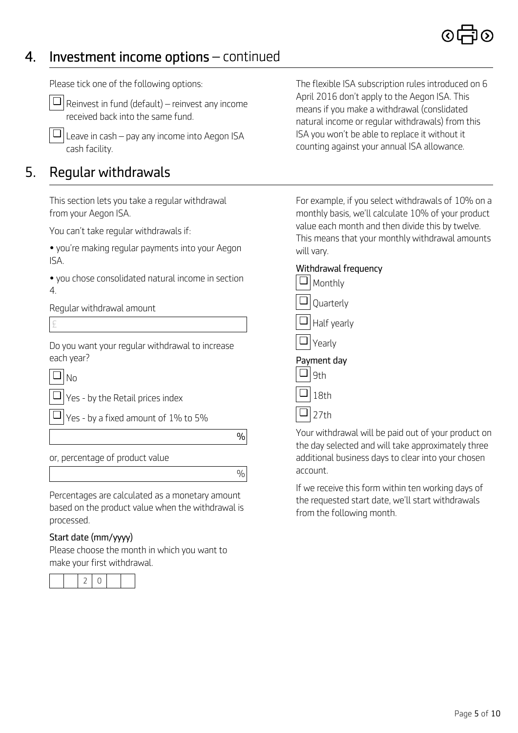## 4. Investment income options – continued

Please tick one of the following options:

- ☐ Reinvest in fund (default) – reinvest any income received back into the same fund.
- ☐ Leave in cash – pay any income into Aegon ISA cash facility.

The flexible ISA subscription rules introduced on 6 April 2016 don't apply to the Aegon ISA. This means if you make a withdrawal (conslidated natural income or regular withdrawals) from this ISA you won't be able to replace it without it counting against your annual ISA allowance.

## 5. Regular withdrawals

This section lets you take a regular withdrawal from your Aegon ISA.

You can't take regular withdrawals if:

- you're making regular payments into your Aegon ISA.
- you chose consolidated natural income in section 4.

Regular withdrawal amount

£ \_\_\_\_\_\_\_\_\_\_

Do you want your regular withdrawal to increase each year?

- ☐ No
- ☐ Yes - by the Retail prices index
- ☐ Yes - by a fixed amount of 1% to 5%

\_\_\_\_\_\_\_\_\_\_ %

or, percentage of product value

\_\_\_\_\_\_\_\_\_\_ %

Percentages are calculated as a monetary amount based on the product value when the withdrawal is processed.

### Start date (mm/yyyy)

Please choose the month in which you want to make your first withdrawal.

| | | 2 | 0 | | |
|---|---|---|---|---|---|

For example, if you select withdrawals of 10% on a monthly basis, we'll calculate 10% of your product value each month and then divide this by twelve. This means that your monthly withdrawal amounts will vary.

### Withdrawal frequency

- ☐ Monthly
- ☐ Quarterly
- ☐ Half yearly
- ☐ Yearly

### Payment day

- ☐ 9th
- ☐ 18th
- ☐ 27th

Your withdrawal will be paid out of your product on the day selected and will take approximately three additional business days to clear into your chosen account.

If we receive this form within ten working days of the requested start date, we'll start withdrawals from the following month.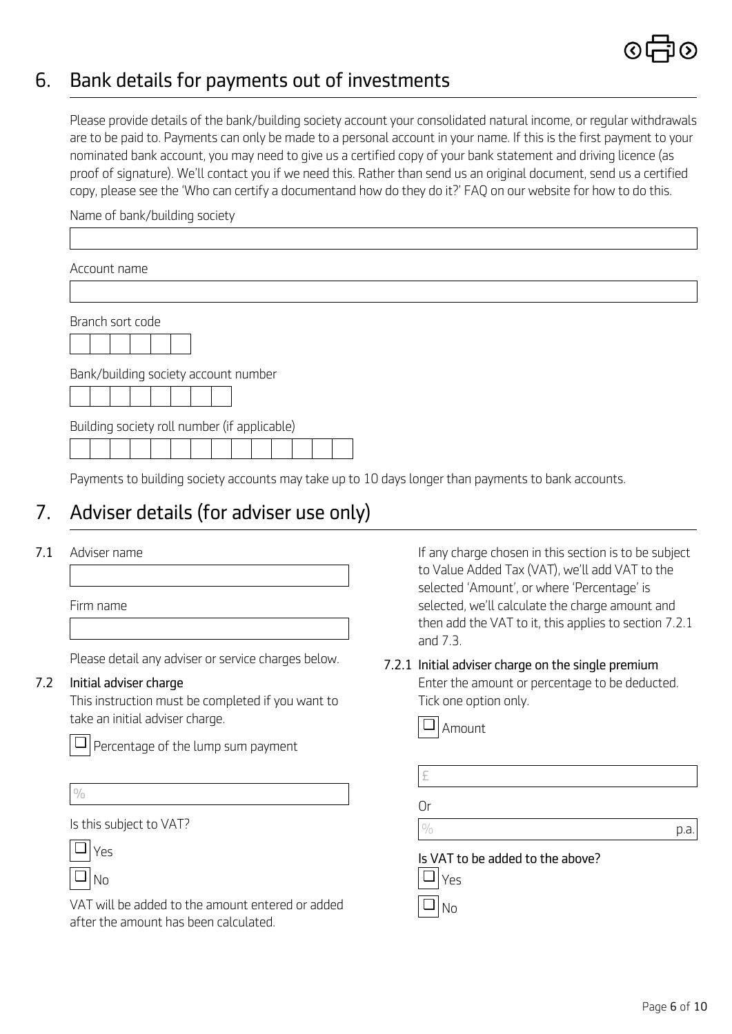## 6. Bank details for payments out of investments

Please provide details of the bank/building society account your consolidated natural income, or regular withdrawals are to be paid to. Payments can only be made to a personal account in your name. If this is the first payment to your nominated bank account, you may need to give us a certified copy of your bank statement and driving licence (as proof of signature). We'll contact you if we need this. Rather than send us an original document, send us a certified copy, please see the 'Who can certify a documentand how do they do it?' FAQ on our website for how to do this.

Name of bank/building society

Account name

Branch sort code

Bank/building society account number

Building society roll number (if applicable)

Payments to building society accounts may take up to 10 days longer than payments to bank accounts.

## 7. Adviser details (for adviser use only)

**7.1** Adviser name

Firm name

Please detail any adviser or service charges below.

**7.2 Initial adviser charge**

This instruction must be completed if you want to take an initial adviser charge.

☐ Percentage of the lump sum payment

%

Is this subject to VAT?

☐ Yes

☐ No

VAT will be added to the amount entered or added after the amount has been calculated.

If any charge chosen in this section is to be subject to Value Added Tax (VAT), we'll add VAT to the selected 'Amount', or where 'Percentage' is selected, we'll calculate the charge amount and then add the VAT to it, this applies to section 7.2.1 and 7.3.

**7.2.1 Initial adviser charge on the single premium**

Enter the amount or percentage to be deducted. Tick one option only.

☐ Amount

£

Or

% p.a.

**Is VAT to be added to the above?**

☐ Yes

☐ No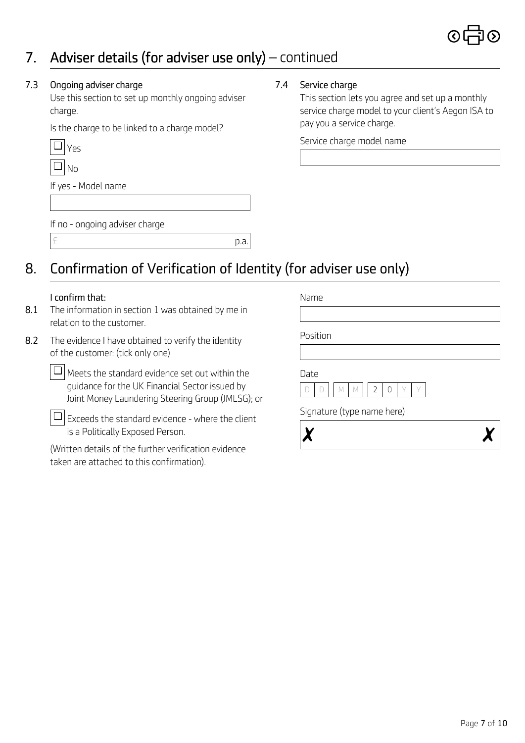## 7. Adviser details (for adviser use only) – continued

### 7.3 Ongoing adviser charge

Use this section to set up monthly ongoing adviser charge.

Is the charge to be linked to a charge model?

☐ Yes

☐ No

If yes - Model name

If no - ongoing adviser charge

£ p.a.

### 7.4 Service charge

This section lets you agree and set up a monthly service charge model to your client's Aegon ISA to pay you a service charge.

Service charge model name

## 8. Confirmation of Verification of Identity (for adviser use only)

**I confirm that:**

**8.1** The information in section 1 was obtained by me in relation to the customer.

**8.2** The evidence I have obtained to verify the identity of the customer: (tick only one)

☐ Meets the standard evidence set out within the guidance for the UK Financial Sector issued by Joint Money Laundering Steering Group (JMLSG); or

☐ Exceeds the standard evidence - where the client is a Politically Exposed Person.

(Written details of the further verification evidence taken are attached to this confirmation).

Name

Position

Date

D D M M 2 0 Y Y

Signature (type name here)

✗ ✗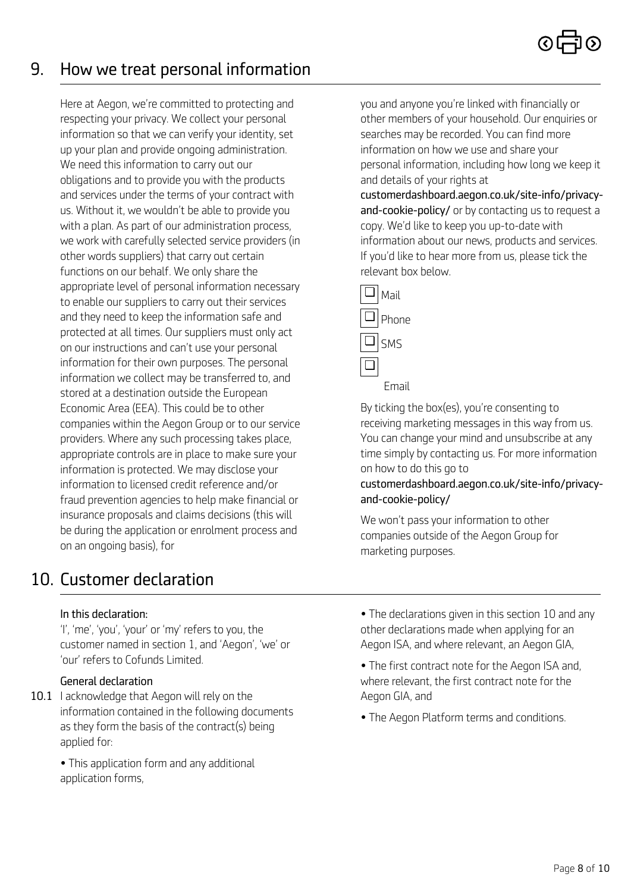## 9. How we treat personal information

Here at Aegon, we're committed to protecting and respecting your privacy. We collect your personal information so that we can verify your identity, set up your plan and provide ongoing administration. We need this information to carry out our obligations and to provide you with the products and services under the terms of your contract with us. Without it, we wouldn't be able to provide you with a plan. As part of our administration process, we work with carefully selected service providers (in other words suppliers) that carry out certain functions on our behalf. We only share the appropriate level of personal information necessary to enable our suppliers to carry out their services and they need to keep the information safe and protected at all times. Our suppliers must only act on our instructions and can't use your personal information for their own purposes. The personal information we collect may be transferred to, and stored at a destination outside the European Economic Area (EEA). This could be to other companies within the Aegon Group or to our service providers. Where any such processing takes place, appropriate controls are in place to make sure your information is protected. We may disclose your information to licensed credit reference and/or fraud prevention agencies to help make financial or insurance proposals and claims decisions (this will be during the application or enrolment process and on an ongoing basis), for you and anyone you're linked with financially or other members of your household. Our enquiries or searches may be recorded. You can find more information on how we use and share your personal information, including how long we keep it and details of your rights at **customerdashboard.aegon.co.uk/site-info/privacy-and-cookie-policy/** or by contacting us to request a copy. We'd like to keep you up-to-date with information about our news, products and services. If you'd like to hear more from us, please tick the relevant box below.

- ☐ Mail
- ☐ Phone
- ☐ SMS
- ☐ Email

By ticking the box(es), you're consenting to receiving marketing messages in this way from us. You can change your mind and unsubscribe at any time simply by contacting us. For more information on how to do this go to **customerdashboard.aegon.co.uk/site-info/privacy-and-cookie-policy/**

We won't pass your information to other companies outside of the Aegon Group for marketing purposes.

## 10. Customer declaration

**In this declaration:**

'I', 'me', 'you', 'your' or 'my' refers to you, the customer named in section 1, and 'Aegon', 'we' or 'our' refers to Cofunds Limited.

**General declaration**

**10.1** I acknowledge that Aegon will rely on the information contained in the following documents as they form the basis of the contract(s) being applied for:

- This application form and any additional application forms,
- The declarations given in this section 10 and any other declarations made when applying for an Aegon ISA, and where relevant, an Aegon GIA,
- The first contract note for the Aegon ISA and, where relevant, the first contract note for the Aegon GIA, and
- The Aegon Platform terms and conditions.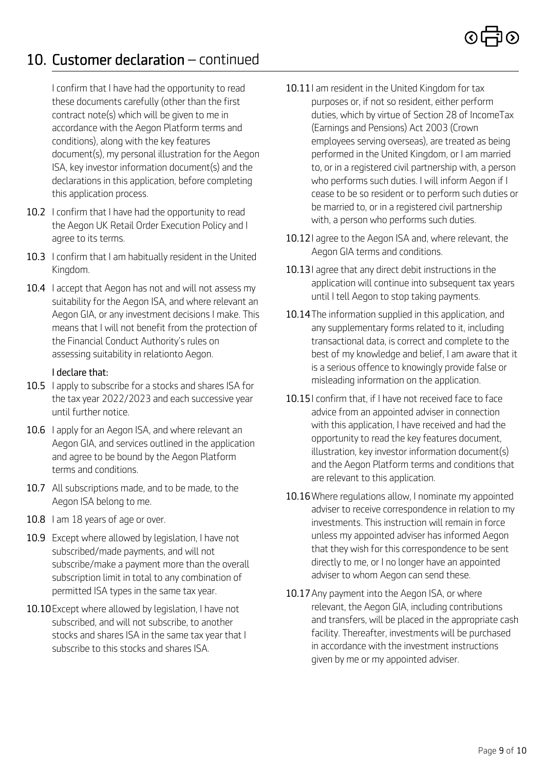## 10. Customer declaration – continued

I confirm that I have had the opportunity to read these documents carefully (other than the first contract note(s) which will be given to me in accordance with the Aegon Platform terms and conditions), along with the key features document(s), my personal illustration for the Aegon ISA, key investor information document(s) and the declarations in this application, before completing this application process.

**10.2** I confirm that I have had the opportunity to read the Aegon UK Retail Order Execution Policy and I agree to its terms.

**10.3** I confirm that I am habitually resident in the United Kingdom.

**10.4** I accept that Aegon has not and will not assess my suitability for the Aegon ISA, and where relevant an Aegon GIA, or any investment decisions I make. This means that I will not benefit from the protection of the Financial Conduct Authority's rules on assessing suitability in relationto Aegon.

**I declare that:**

**10.5** I apply to subscribe for a stocks and shares ISA for the tax year 2022/2023 and each successive year until further notice.

**10.6** I apply for an Aegon ISA, and where relevant an Aegon GIA, and services outlined in the application and agree to be bound by the Aegon Platform terms and conditions.

**10.7** All subscriptions made, and to be made, to the Aegon ISA belong to me.

**10.8** I am 18 years of age or over.

**10.9** Except where allowed by legislation, I have not subscribed/made payments, and will not subscribe/make a payment more than the overall subscription limit in total to any combination of permitted ISA types in the same tax year.

**10.10** Except where allowed by legislation, I have not subscribed, and will not subscribe, to another stocks and shares ISA in the same tax year that I subscribe to this stocks and shares ISA.

**10.11** I am resident in the United Kingdom for tax purposes or, if not so resident, either perform duties, which by virtue of Section 28 of IncomeTax (Earnings and Pensions) Act 2003 (Crown employees serving overseas), are treated as being performed in the United Kingdom, or I am married to, or in a registered civil partnership with, a person who performs such duties. I will inform Aegon if I cease to be so resident or to perform such duties or be married to, or in a registered civil partnership with, a person who performs such duties.

**10.12** I agree to the Aegon ISA and, where relevant, the Aegon GIA terms and conditions.

**10.13** I agree that any direct debit instructions in the application will continue into subsequent tax years until I tell Aegon to stop taking payments.

**10.14** The information supplied in this application, and any supplementary forms related to it, including transactional data, is correct and complete to the best of my knowledge and belief, I am aware that it is a serious offence to knowingly provide false or misleading information on the application.

**10.15** I confirm that, if I have not received face to face advice from an appointed adviser in connection with this application, I have received and had the opportunity to read the key features document, illustration, key investor information document(s) and the Aegon Platform terms and conditions that are relevant to this application.

**10.16** Where regulations allow, I nominate my appointed adviser to receive correspondence in relation to my investments. This instruction will remain in force unless my appointed adviser has informed Aegon that they wish for this correspondence to be sent directly to me, or I no longer have an appointed adviser to whom Aegon can send these.

**10.17** Any payment into the Aegon ISA, or where relevant, the Aegon GIA, including contributions and transfers, will be placed in the appropriate cash facility. Thereafter, investments will be purchased in accordance with the investment instructions given by me or my appointed adviser.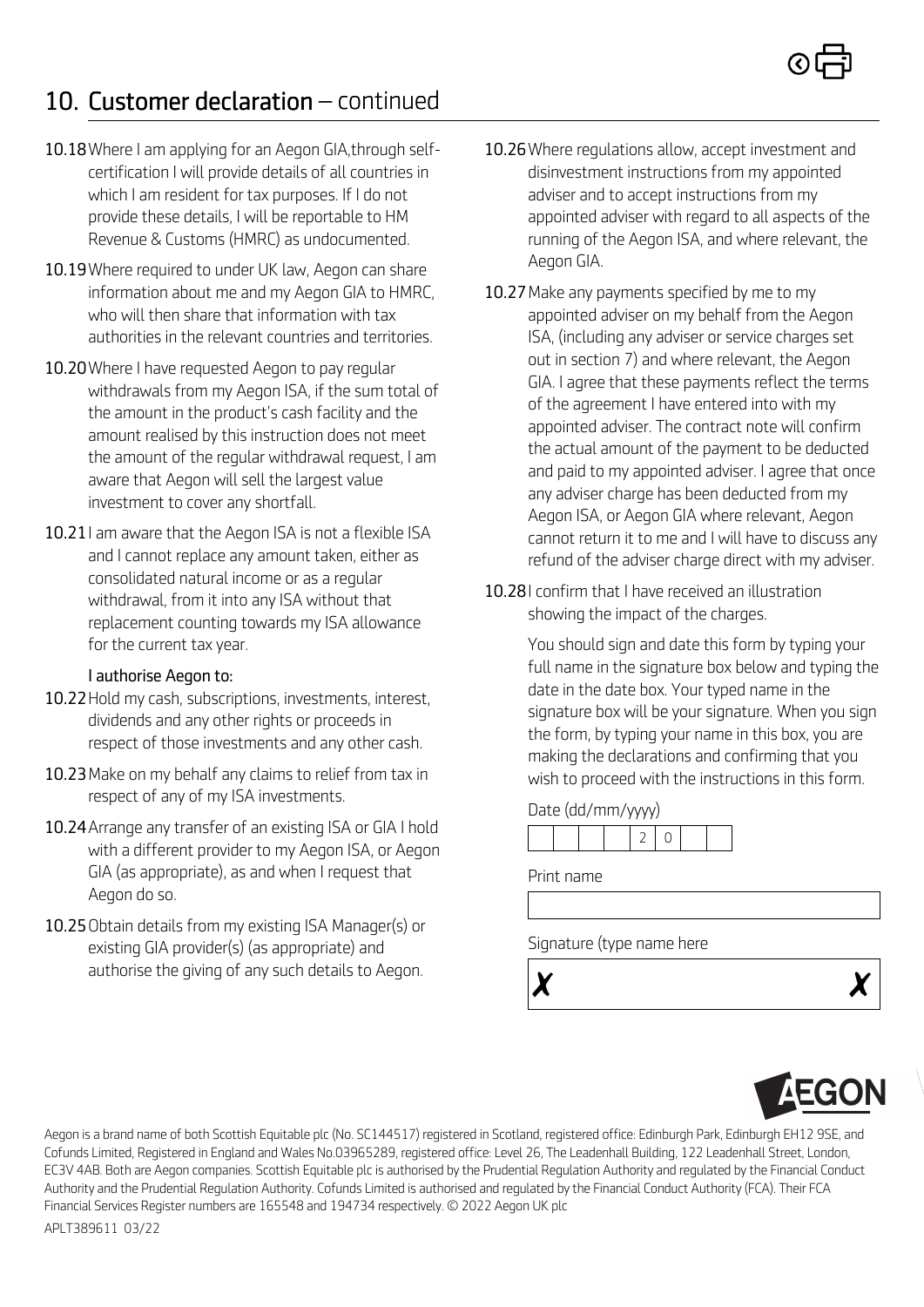## 10. Customer declaration – continued

**10.18** Where I am applying for an Aegon GIA,through self-certification I will provide details of all countries in which I am resident for tax purposes. If I do not provide these details, I will be reportable to HM Revenue & Customs (HMRC) as undocumented.

**10.19** Where required to under UK law, Aegon can share information about me and my Aegon GIA to HMRC, who will then share that information with tax authorities in the relevant countries and territories.

**10.20** Where I have requested Aegon to pay regular withdrawals from my Aegon ISA, if the sum total of the amount in the product's cash facility and the amount realised by this instruction does not meet the amount of the regular withdrawal request, I am aware that Aegon will sell the largest value investment to cover any shortfall.

**10.21** I am aware that the Aegon ISA is not a flexible ISA and I cannot replace any amount taken, either as consolidated natural income or as a regular withdrawal, from it into any ISA without that replacement counting towards my ISA allowance for the current tax year.

I authorise Aegon to:

**10.22** Hold my cash, subscriptions, investments, interest, dividends and any other rights or proceeds in respect of those investments and any other cash.

**10.23** Make on my behalf any claims to relief from tax in respect of any of my ISA investments.

**10.24** Arrange any transfer of an existing ISA or GIA I hold with a different provider to my Aegon ISA, or Aegon GIA (as appropriate), as and when I request that Aegon do so.

**10.25** Obtain details from my existing ISA Manager(s) or existing GIA provider(s) (as appropriate) and authorise the giving of any such details to Aegon.

**10.26** Where regulations allow, accept investment and disinvestment instructions from my appointed adviser and to accept instructions from my appointed adviser with regard to all aspects of the running of the Aegon ISA, and where relevant, the Aegon GIA.

**10.27** Make any payments specified by me to my appointed adviser on my behalf from the Aegon ISA, (including any adviser or service charges set out in section 7) and where relevant, the Aegon GIA. I agree that these payments reflect the terms of the agreement I have entered into with my appointed adviser. The contract note will confirm the actual amount of the payment to be deducted and paid to my appointed adviser. I agree that once any adviser charge has been deducted from my Aegon ISA, or Aegon GIA where relevant, Aegon cannot return it to me and I will have to discuss any refund of the adviser charge direct with my adviser.

**10.28** I confirm that I have received an illustration showing the impact of the charges.

You should sign and date this form by typing your full name in the signature box below and typing the date in the date box. Your typed name in the signature box will be your signature. When you sign the form, by typing your name in this box, you are making the declarations and confirming that you wish to proceed with the instructions in this form.

Date (dd/mm/yyyy)

| | | | | | | | |
|---|---|---|---|---|---|---|---|
| | | | | 2 | 0 | | |

Print name

Signature (type name here

✗ ✗

Aegon is a brand name of both Scottish Equitable plc (No. SC144517) registered in Scotland, registered office: Edinburgh Park, Edinburgh EH12 9SE, and Cofunds Limited, Registered in England and Wales No.03965289, registered office: Level 26, The Leadenhall Building, 122 Leadenhall Street, London, EC3V 4AB. Both are Aegon companies. Scottish Equitable plc is authorised by the Prudential Regulation Authority and regulated by the Financial Conduct Authority and the Prudential Regulation Authority. Cofunds Limited is authorised and regulated by the Financial Conduct Authority (FCA). Their FCA Financial Services Register numbers are 165548 and 194734 respectively. © 2022 Aegon UK plc

APLT389611 03/22